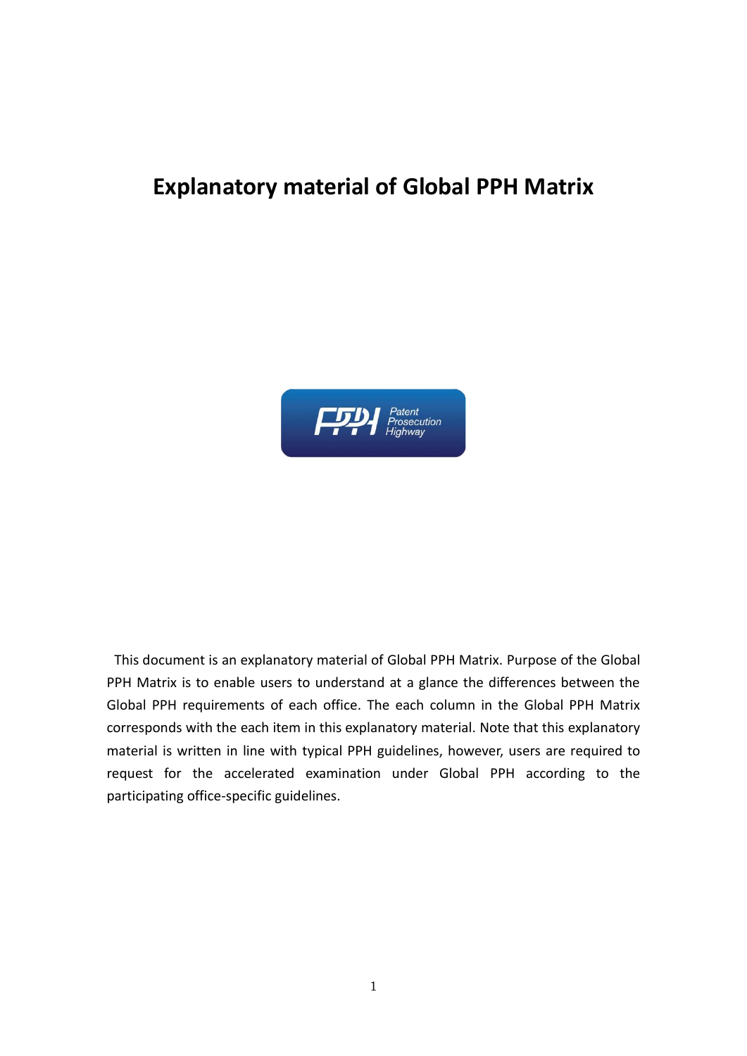# Explanatory material of Global PPH Matrix

This document is an explanatory material of Global PPH Matrix. Purpose of the Global PPH Matrix is to enable users to understand at a glance the differences between the Global PPH requirements of each office. The each column in the Global PPH Matrix corresponds with the each item in this explanatory material. Note that this explanatory material is written in line with typical PPH guidelines, however, users are required to request for the accelerated examination under Global PPH according to the participating office-specific guidelines.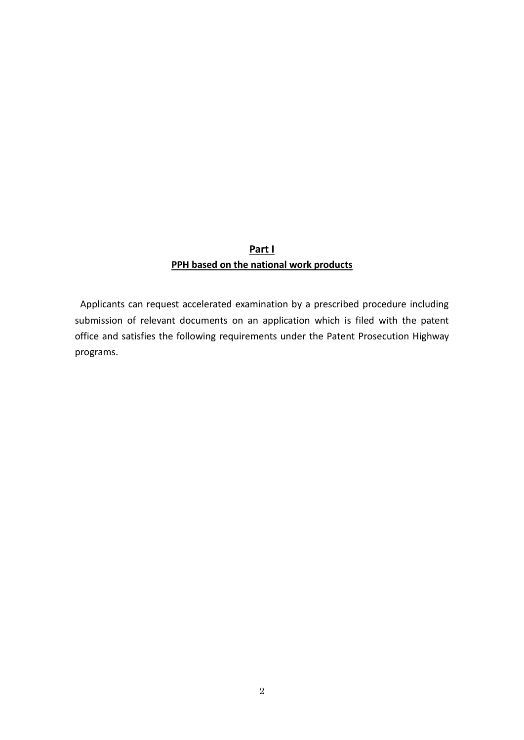## **Part I**

## **PPH based on the national work products**

Applicants can request accelerated examination by a prescribed procedure including submission of relevant documents on an application which is filed with the patent office and satisfies the following requirements under the Patent Prosecution Highway programs.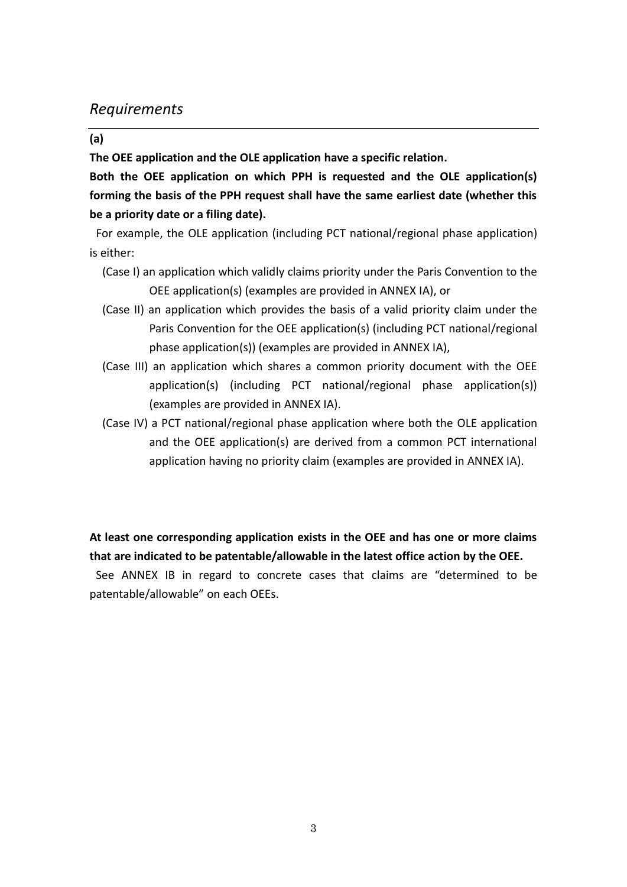## *Requirements*

**(a)**

**The OEE application and the OLE application have a specific relation.**

**Both the OEE application on which PPH is requested and the OLE application(s) forming the basis of the PPH request shall have the same earliest date (whether this be a priority date or a filing date).**

For example, the OLE application (including PCT national/regional phase application) is either:

(Case I) an application which validly claims priority under the Paris Convention to the OEE application(s) (examples are provided in ANNEX IA), or

(Case II) an application which provides the basis of a valid priority claim under the Paris Convention for the OEE application(s) (including PCT national/regional phase application(s)) (examples are provided in ANNEX IA),

(Case III) an application which shares a common priority document with the OEE application(s) (including PCT national/regional phase application(s)) (examples are provided in ANNEX IA).

(Case IV) a PCT national/regional phase application where both the OLE application and the OEE application(s) are derived from a common PCT international application having no priority claim (examples are provided in ANNEX IA).

**At least one corresponding application exists in the OEE and has one or more claims that are indicated to be patentable/allowable in the latest office action by the OEE.**

See ANNEX IB in regard to concrete cases that claims are "determined to be patentable/allowable" on each OEEs.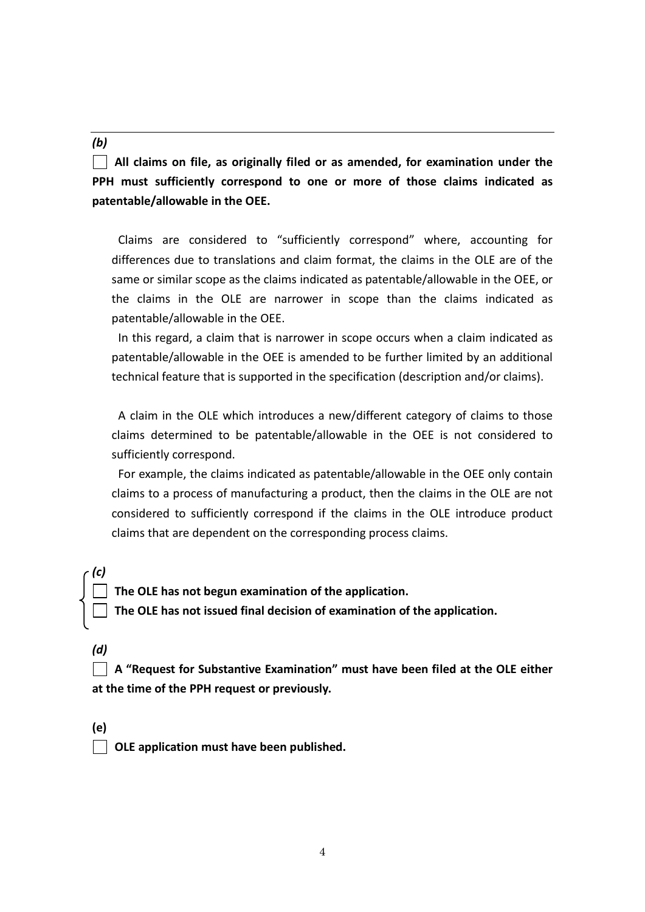---

*(b)*

☐ **All claims on file, as originally filed or as amended, for examination under the PPH must sufficiently correspond to one or more of those claims indicated as patentable/allowable in the OEE.**

Claims are considered to "sufficiently correspond" where, accounting for differences due to translations and claim format, the claims in the OLE are of the same or similar scope as the claims indicated as patentable/allowable in the OEE, or the claims in the OLE are narrower in scope than the claims indicated as patentable/allowable in the OEE.

In this regard, a claim that is narrower in scope occurs when a claim indicated as patentable/allowable in the OEE is amended to be further limited by an additional technical feature that is supported in the specification (description and/or claims).

A claim in the OLE which introduces a new/different category of claims to those claims determined to be patentable/allowable in the OEE is not considered to sufficiently correspond.

For example, the claims indicated as patentable/allowable in the OEE only contain claims to a process of manufacturing a product, then the claims in the OLE are not considered to sufficiently correspond if the claims in the OLE introduce product claims that are dependent on the corresponding process claims.

*(c)*

☐ **The OLE has not begun examination of the application.**

☐ **The OLE has not issued final decision of examination of the application.**

*(d)*

☐ **A "Request for Substantive Examination" must have been filed at the OLE either at the time of the PPH request or previously.**

**(e)**

☐ **OLE application must have been published.**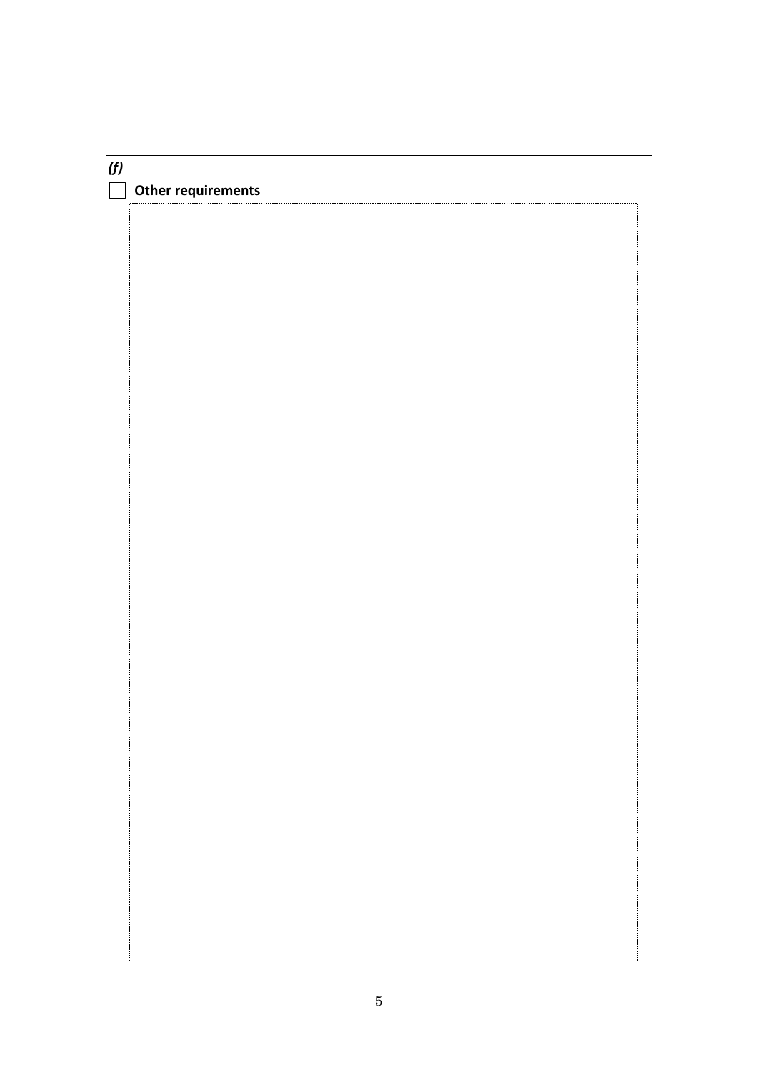*(f)*

☐ **Other requirements**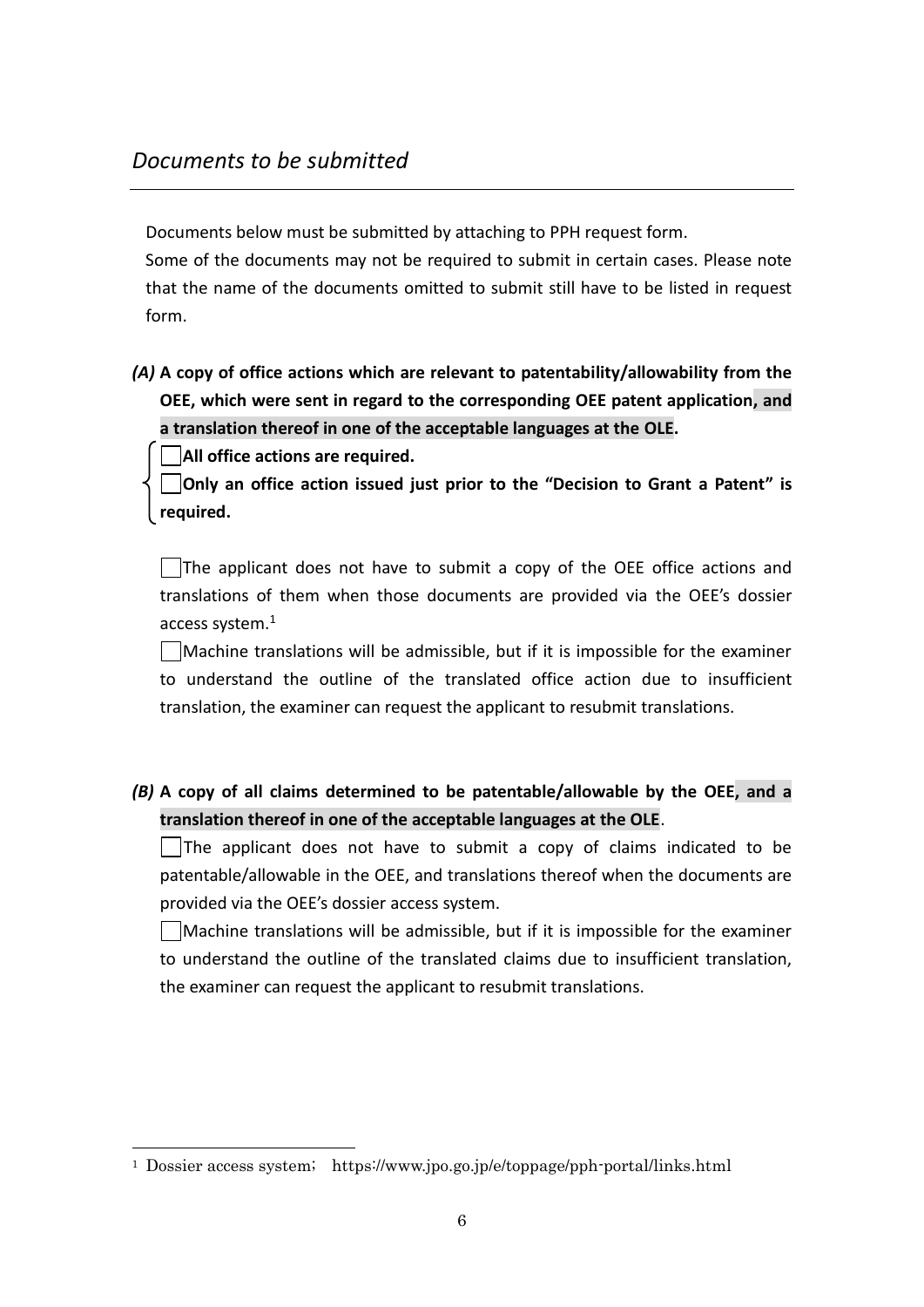## *Documents to be submitted*

Documents below must be submitted by attaching to PPH request form.

Some of the documents may not be required to submit in certain cases. Please note that the name of the documents omitted to submit still have to be listed in request form.

***(A)*** **A copy of office actions which are relevant to patentability/allowability from the OEE, which were sent in regard to the corresponding OEE patent application, and a translation thereof in one of the acceptable languages at the OLE.**

- [ ] **All office actions are required.**
- [ ] **Only an office action issued just prior to the "Decision to Grant a Patent" is required.**

- [ ] The applicant does not have to submit a copy of the OEE office actions and translations of them when those documents are provided via the OEE's dossier access system.[1]

- [ ] Machine translations will be admissible, but if it is impossible for the examiner to understand the outline of the translated office action due to insufficient translation, the examiner can request the applicant to resubmit translations.

***(B)*** **A copy of all claims determined to be patentable/allowable by the OEE, and a translation thereof in one of the acceptable languages at the OLE**.

- [ ] The applicant does not have to submit a copy of claims indicated to be patentable/allowable in the OEE, and translations thereof when the documents are provided via the OEE's dossier access system.

- [ ] Machine translations will be admissible, but if it is impossible for the examiner to understand the outline of the translated claims due to insufficient translation, the examiner can request the applicant to resubmit translations.

---

[1] Dossier access system; https://www.jpo.go.jp/e/toppage/pph-portal/links.html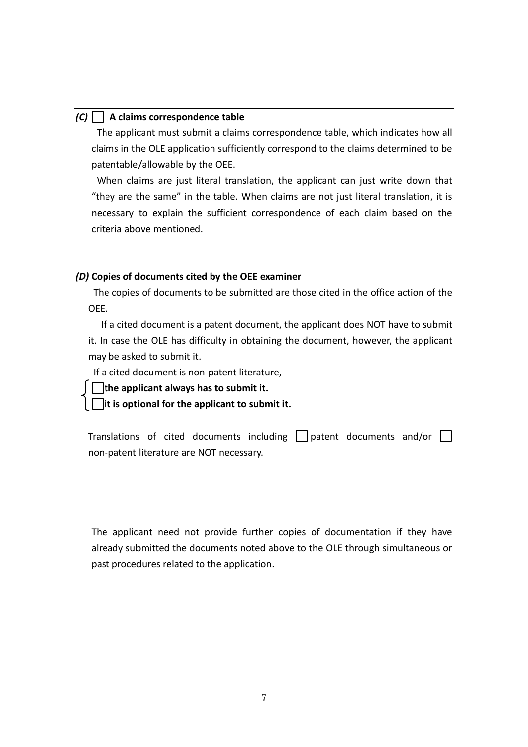***(C)*** ☐ **A claims correspondence table**

The applicant must submit a claims correspondence table, which indicates how all claims in the OLE application sufficiently correspond to the claims determined to be patentable/allowable by the OEE.

When claims are just literal translation, the applicant can just write down that "they are the same" in the table. When claims are not just literal translation, it is necessary to explain the sufficient correspondence of each claim based on the criteria above mentioned.

***(D)*** **Copies of documents cited by the OEE examiner**

The copies of documents to be submitted are those cited in the office action of the OEE.

☐ If a cited document is a patent document, the applicant does NOT have to submit it. In case the OLE has difficulty in obtaining the document, however, the applicant may be asked to submit it.

If a cited document is non-patent literature,

- ☐ **the applicant always has to submit it.**
- ☐ **it is optional for the applicant to submit it.**

Translations of cited documents including ☐ patent documents and/or ☐ non-patent literature are NOT necessary.

The applicant need not provide further copies of documentation if they have already submitted the documents noted above to the OLE through simultaneous or past procedures related to the application.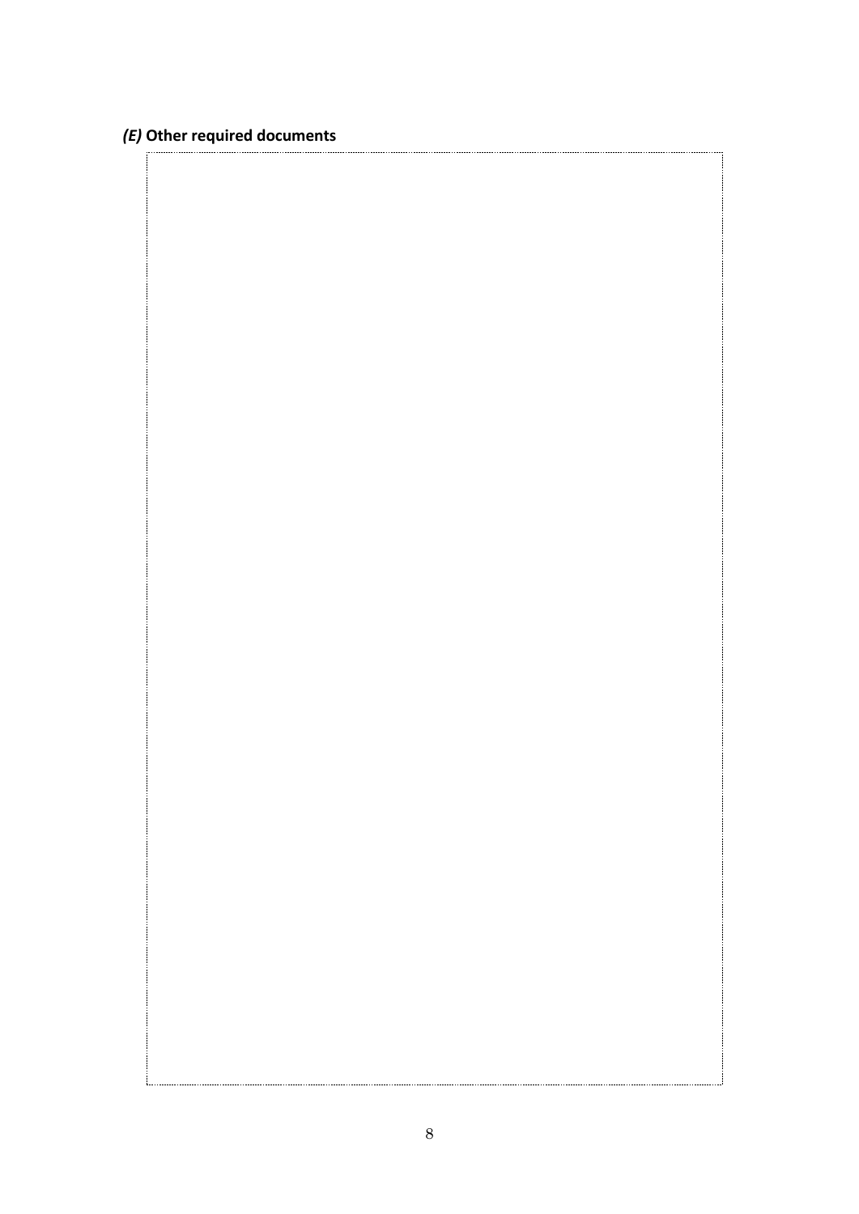### *(E)* **Other required documents**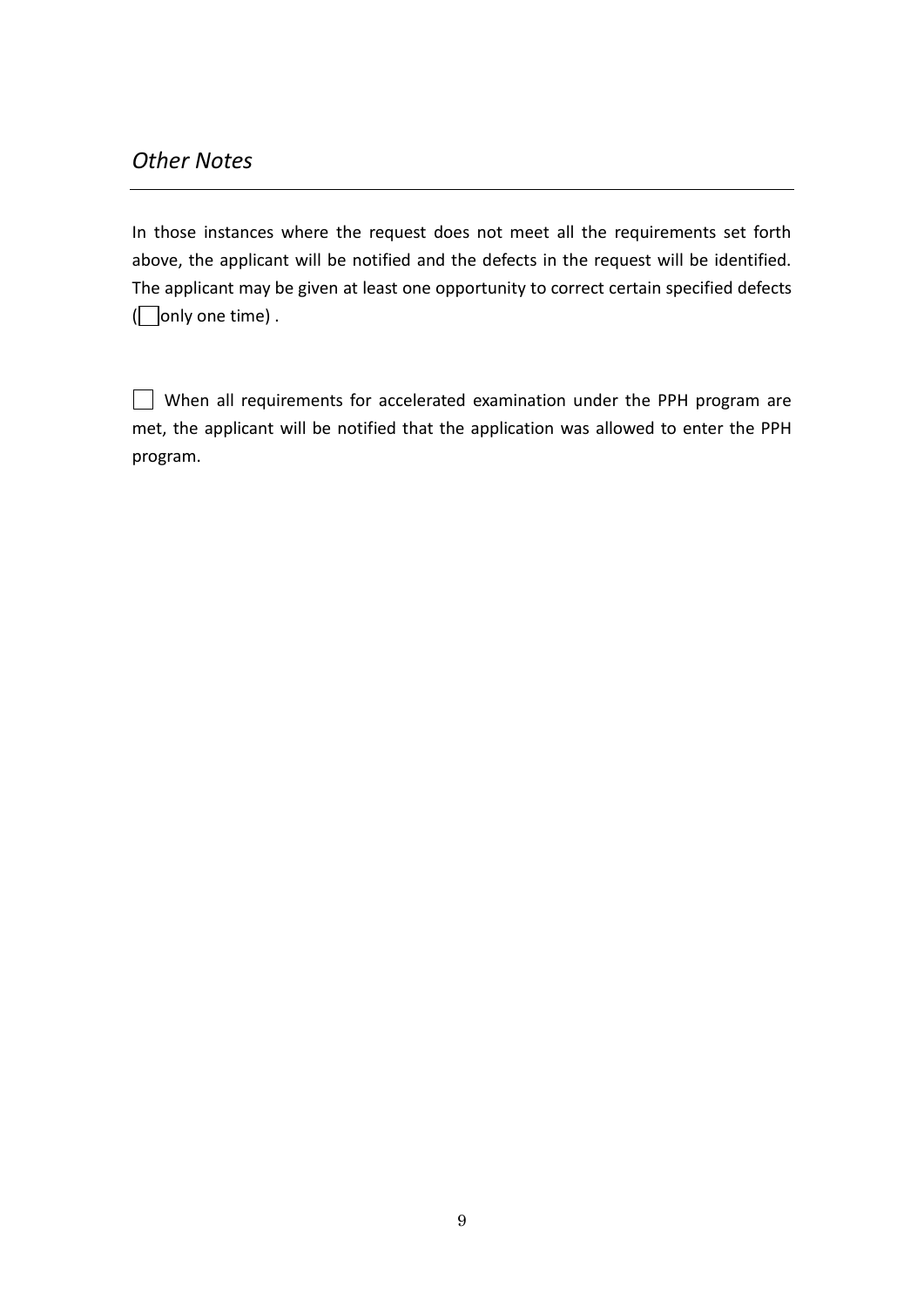## *Other Notes*

In those instances where the request does not meet all the requirements set forth above, the applicant will be notified and the defects in the request will be identified. The applicant may be given at least one opportunity to correct certain specified defects (☐ only one time) .

☐ When all requirements for accelerated examination under the PPH program are met, the applicant will be notified that the application was allowed to enter the PPH program.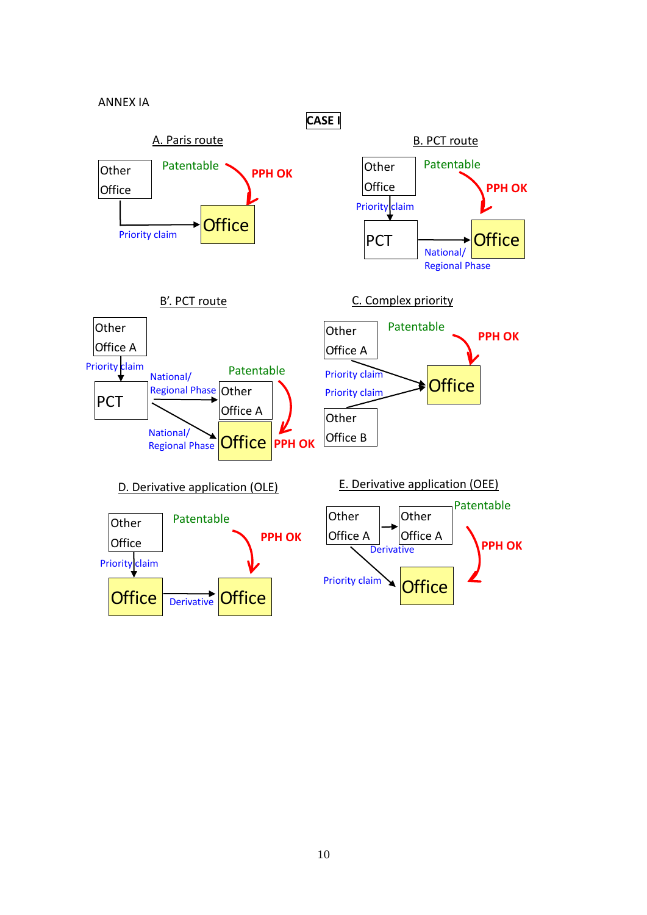ANNEX IA

**CASE I**

A. Paris route

Other Office — Priority claim → Office; Patentable — PPH OK

B. PCT route

Other Office — Priority claim → PCT — National/ Regional Phase → Office; Patentable — PPH OK

B'. PCT route

Other Office A — Priority claim → PCT — National/ Regional Phase → Other Office A; PCT — National/ Regional Phase → Office; Patentable — PPH OK

C. Complex priority

Other Office A — Priority claim → Office; Other Office B — Priority claim → Office; Patentable — PPH OK

D. Derivative application (OLE)

Other Office — Priority claim → Office — Derivative → Office; Patentable — PPH OK

E. Derivative application (OEE)

Other Office A → Other Office A (Derivative); Other Office A — Priority claim → Office; Patentable — PPH OK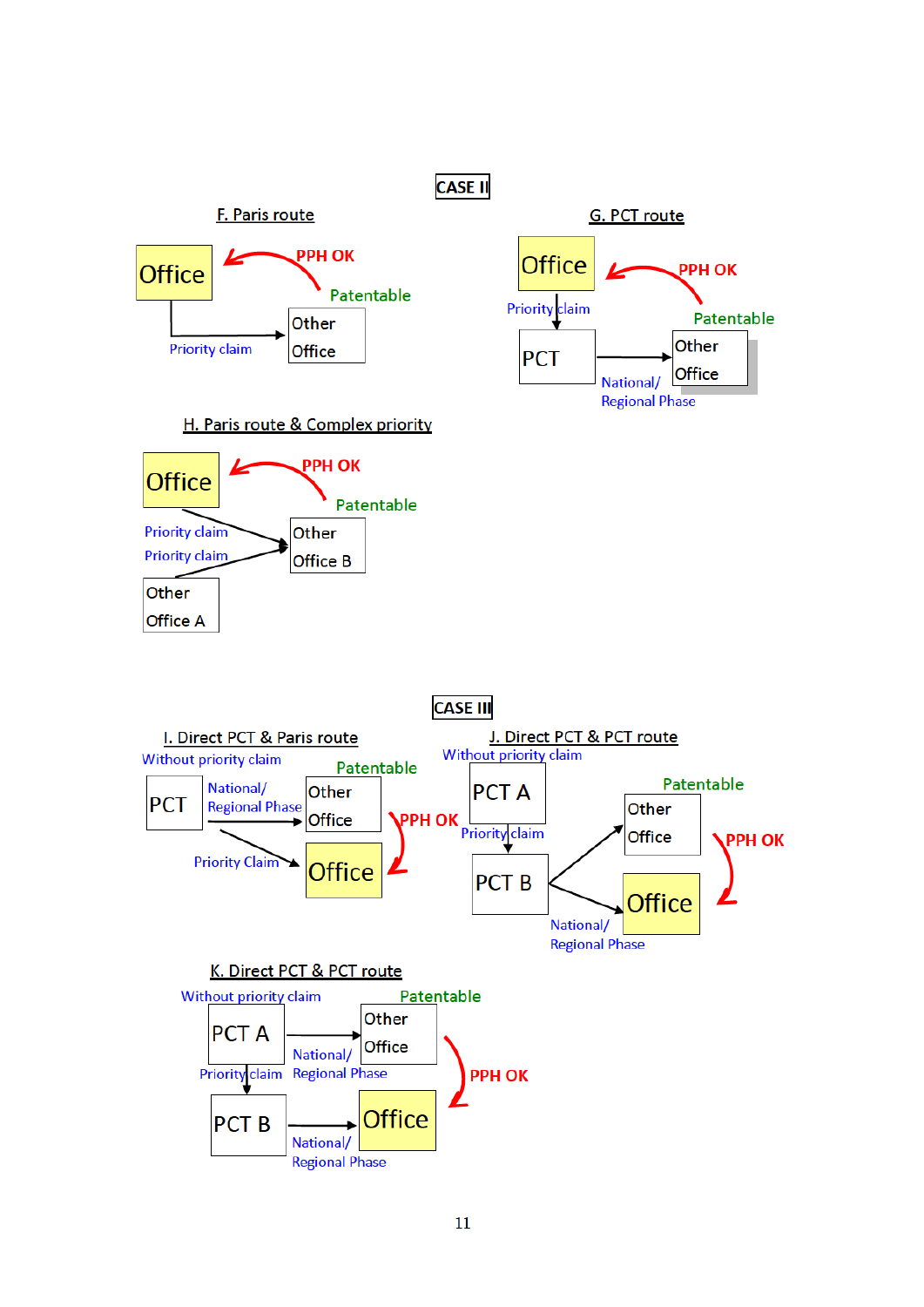**CASE II**

F. Paris route

Office — Priority claim → Other Office

Patentable — PPH OK

G. PCT route

Office — Priority claim → PCT → National/ Regional Phase → Other Office

Patentable — PPH OK

H. Paris route & Complex priority

Office — Priority claim → Other Office B

Other Office A — Priority claim → Other Office B

Patentable — PPH OK

**CASE III**

I. Direct PCT & Paris route

Without priority claim

PCT → National/ Regional Phase → Other Office

PCT — Priority Claim → Office

Patentable — PPH OK

J. Direct PCT & PCT route

Without priority claim

PCT A — Priority claim → PCT B

PCT B → Other Office

PCT B → National/ Regional Phase → Office

Patentable — PPH OK

K. Direct PCT & PCT route

Without priority claim

PCT A → National/ Regional Phase → Other Office

PCT A — Priority claim → PCT B

PCT B → National/ Regional Phase → Office

Patentable — PPH OK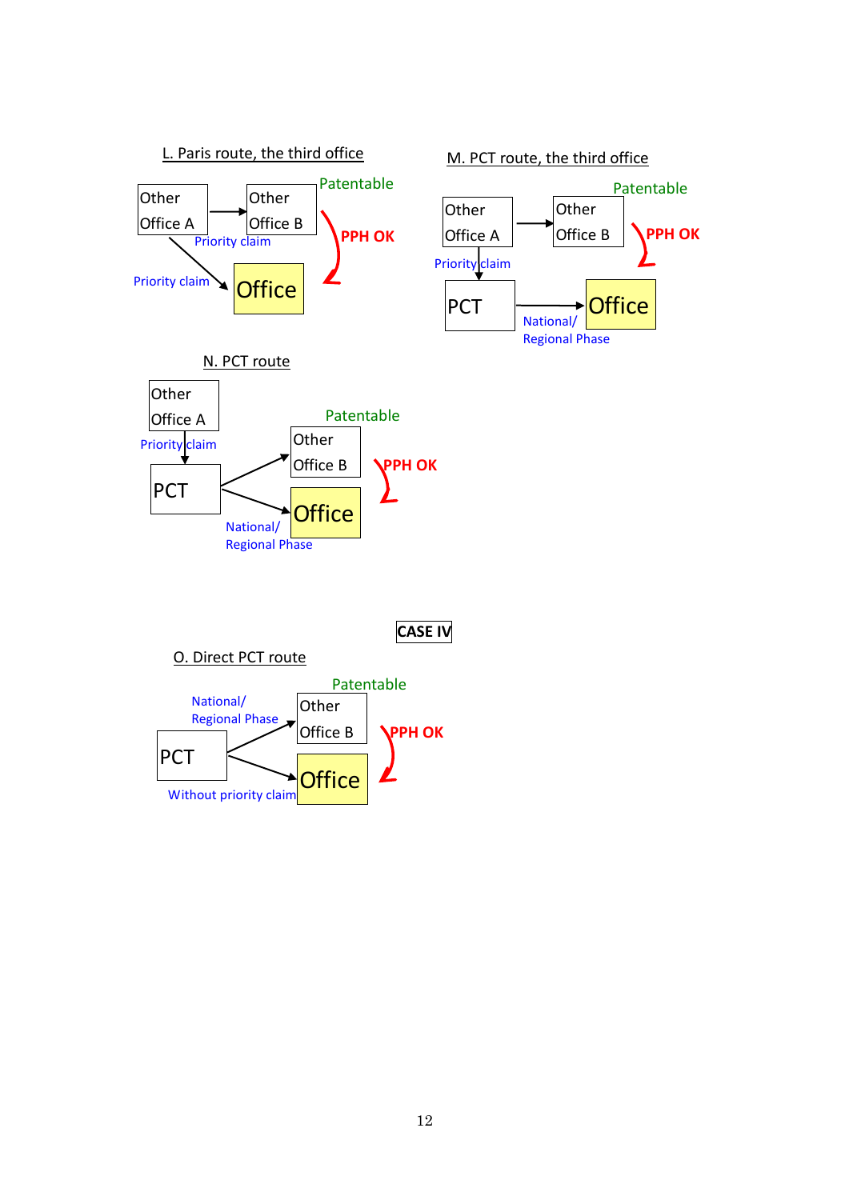L. Paris route, the third office

Other Office A → Other Office B (Priority claim) — Patentable

Other Office A → Office (Priority claim)

PPH OK

M. PCT route, the third office

Other Office A → Other Office B — Patentable

Other Office A → PCT (Priority claim)

PCT → Office (National/ Regional Phase)

PPH OK

N. PCT route

Other Office A → PCT (Priority claim)

PCT → Other Office B — Patentable

PCT → Office (National/ Regional Phase)

PPH OK

**CASE IV**

O. Direct PCT route

PCT → Other Office B (National/ Regional Phase) — Patentable

PCT → Office (Without priority claim)

PPH OK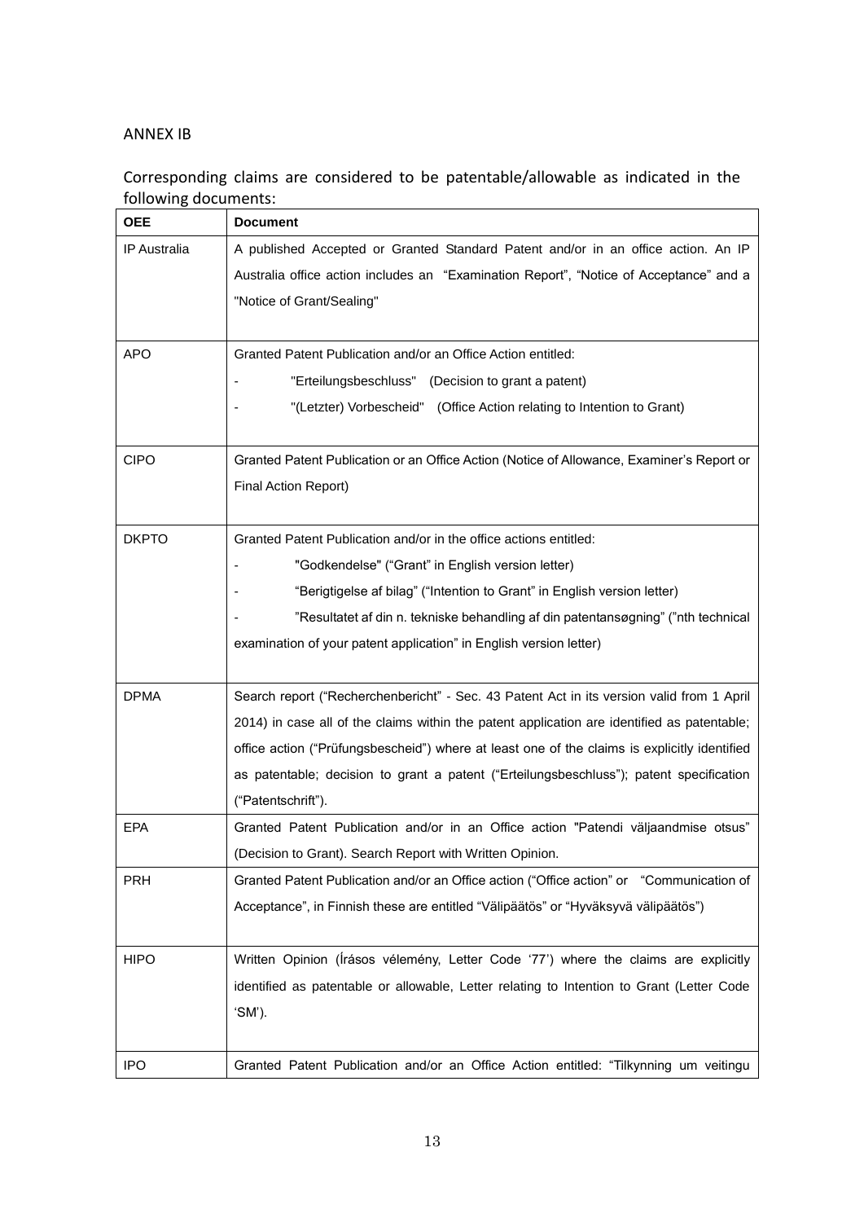ANNEX IB

Corresponding claims are considered to be patentable/allowable as indicated in the following documents:

| OEE | Document |
|---|---|
| IP Australia | A published Accepted or Granted Standard Patent and/or in an office action. An IP Australia office action includes an "Examination Report", "Notice of Acceptance" and a "Notice of Grant/Sealing" |
| APO | Granted Patent Publication and/or an Office Action entitled:<br>- "Erteilungsbeschluss" (Decision to grant a patent)<br>- "(Letzter) Vorbescheid" (Office Action relating to Intention to Grant) |
| CIPO | Granted Patent Publication or an Office Action (Notice of Allowance, Examiner's Report or Final Action Report) |
| DKPTO | Granted Patent Publication and/or in the office actions entitled:<br>- "Godkendelse" ("Grant" in English version letter)<br>- "Berigtigelse af bilag" ("Intention to Grant" in English version letter)<br>- "Resultatet af din n. tekniske behandling af din patentansøgning" ("nth technical examination of your patent application" in English version letter) |
| DPMA | Search report ("Recherchenbericht" - Sec. 43 Patent Act in its version valid from 1 April 2014) in case all of the claims within the patent application are identified as patentable; office action ("Prüfungsbescheid") where at least one of the claims is explicitly identified as patentable; decision to grant a patent ("Erteilungsbeschluss"); patent specification ("Patentschrift"). |
| EPA | Granted Patent Publication and/or in an Office action "Patendi väljaandmise otsus" (Decision to Grant). Search Report with Written Opinion. |
| PRH | Granted Patent Publication and/or an Office action ("Office action" or "Communication of Acceptance", in Finnish these are entitled "Välipäätös" or "Hyväksyvä välipäätös") |
| HIPO | Written Opinion (Írásos vélemény, Letter Code '77') where the claims are explicitly identified as patentable or allowable, Letter relating to Intention to Grant (Letter Code 'SM'). |
| IPO | Granted Patent Publication and/or an Office Action entitled: "Tilkynning um veitingu |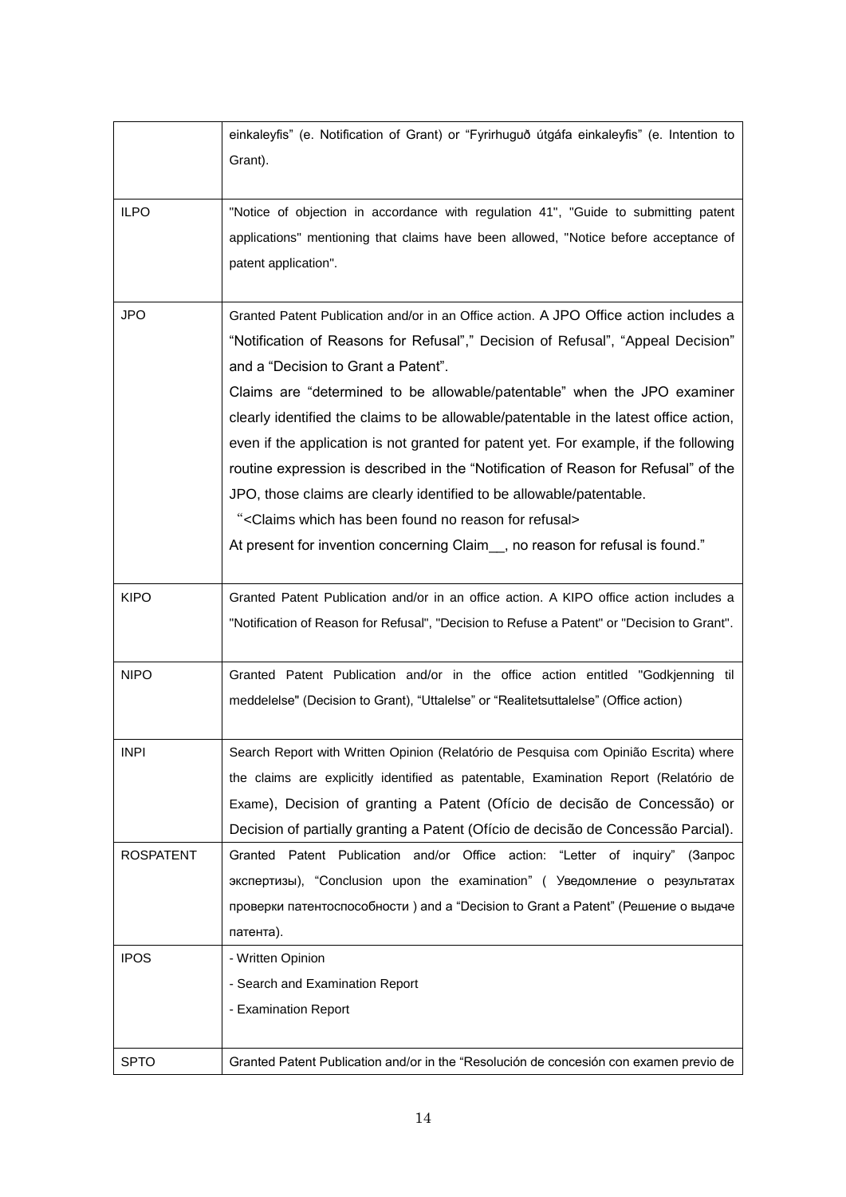| | |
|---|---|
| | einkaleyfis” (e. Notification of Grant) or “Fyrirhuguð útgáfa einkaleyfis” (e. Intention to Grant). |
| ILPO | "Notice of objection in accordance with regulation 41", "Guide to submitting patent applications" mentioning that claims have been allowed, "Notice before acceptance of patent application". |
| JPO | Granted Patent Publication and/or in an Office action. A JPO Office action includes a “Notification of Reasons for Refusal”,” Decision of Refusal”, “Appeal Decision” and a “Decision to Grant a Patent”.<br>Claims are “determined to be allowable/patentable” when the JPO examiner clearly identified the claims to be allowable/patentable in the latest office action, even if the application is not granted for patent yet. For example, if the following routine expression is described in the “Notification of Reason for Refusal” of the JPO, those claims are clearly identified to be allowable/patentable.<br>“<Claims which has been found no reason for refusal><br>At present for invention concerning Claim__, no reason for refusal is found.” |
| KIPO | Granted Patent Publication and/or in an office action. A KIPO office action includes a "Notification of Reason for Refusal", "Decision to Refuse a Patent" or "Decision to Grant". |
| NIPO | Granted Patent Publication and/or in the office action entitled "Godkjenning til meddelelse" (Decision to Grant), “Uttalelse” or “Realitetsuttalelse” (Office action) |
| INPI | Search Report with Written Opinion (Relatório de Pesquisa com Opinião Escrita) where the claims are explicitly identified as patentable, Examination Report (Relatório de Exame), Decision of granting a Patent (Ofício de decisão de Concessão) or Decision of partially granting a Patent (Ofício de decisão de Concessão Parcial). |
| ROSPATENT | Granted Patent Publication and/or Office action: “Letter of inquiry” (Запрос экспертизы), “Conclusion upon the examination” ( Уведомление о результатах проверки патентоспособности ) and a “Decision to Grant a Patent” (Решение о выдаче патента). |
| IPOS | - Written Opinion<br>- Search and Examination Report<br>- Examination Report |
| SPTO | Granted Patent Publication and/or in the “Resolución de concesión con examen previo de |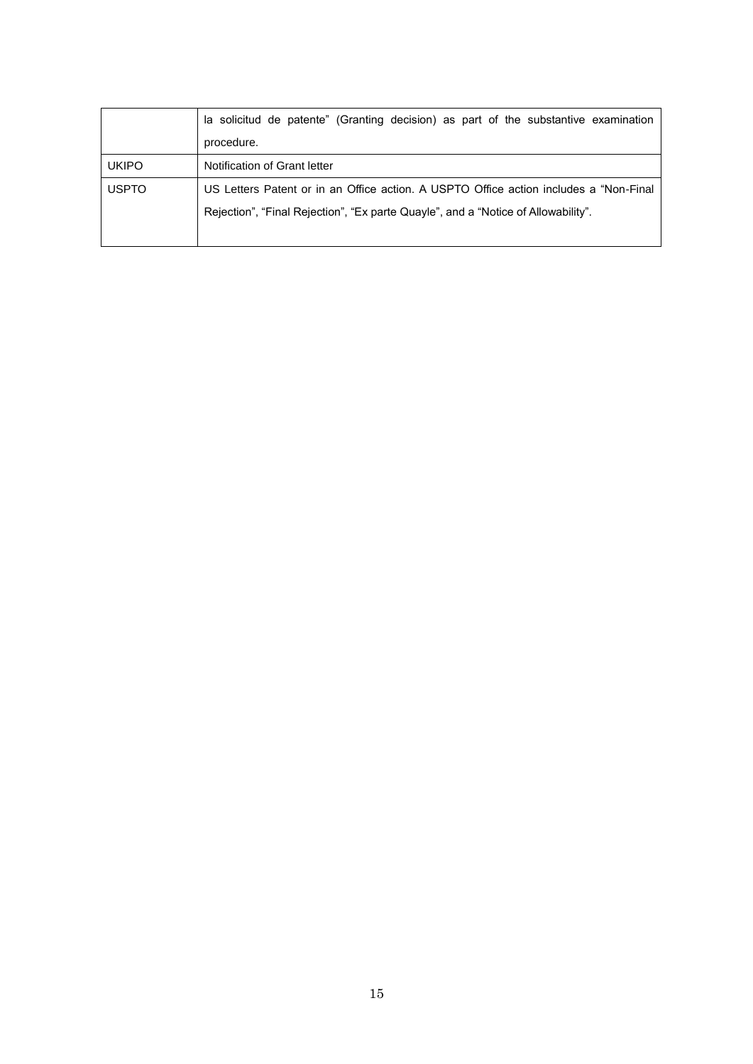| | |
|---|---|
| | la solicitud de patente" (Granting decision) as part of the substantive examination procedure. |
| UKIPO | Notification of Grant letter |
| USPTO | US Letters Patent or in an Office action. A USPTO Office action includes a "Non-Final Rejection", "Final Rejection", "Ex parte Quayle", and a "Notice of Allowability". |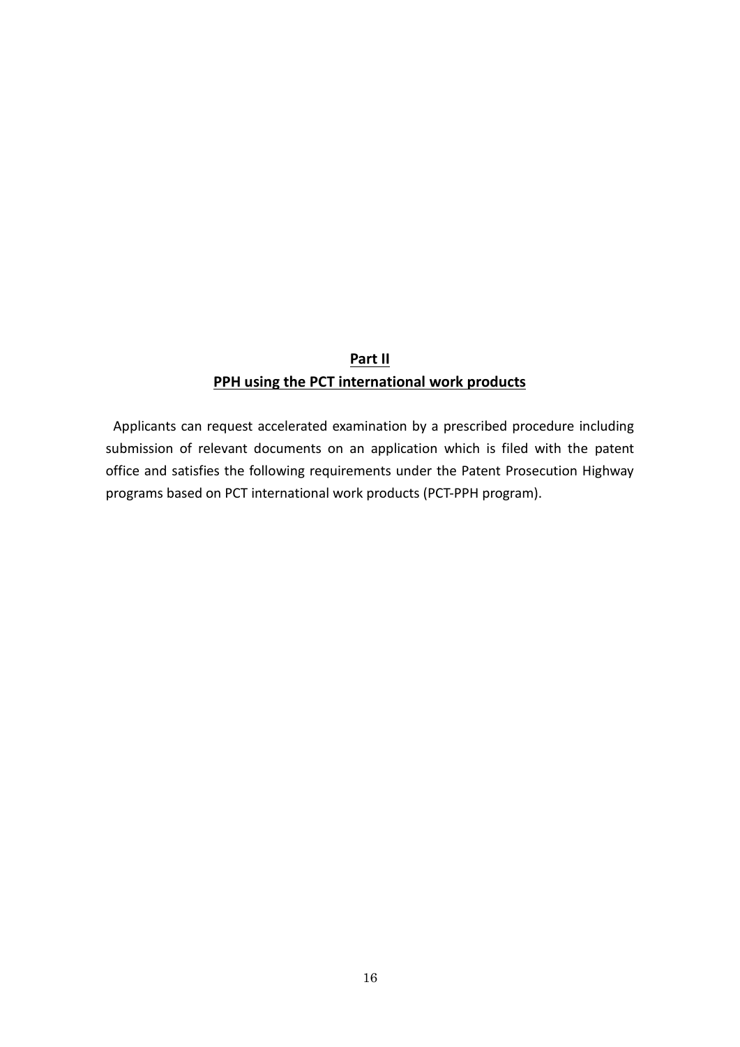## Part II
## PPH using the PCT international work products

Applicants can request accelerated examination by a prescribed procedure including submission of relevant documents on an application which is filed with the patent office and satisfies the following requirements under the Patent Prosecution Highway programs based on PCT international work products (PCT-PPH program).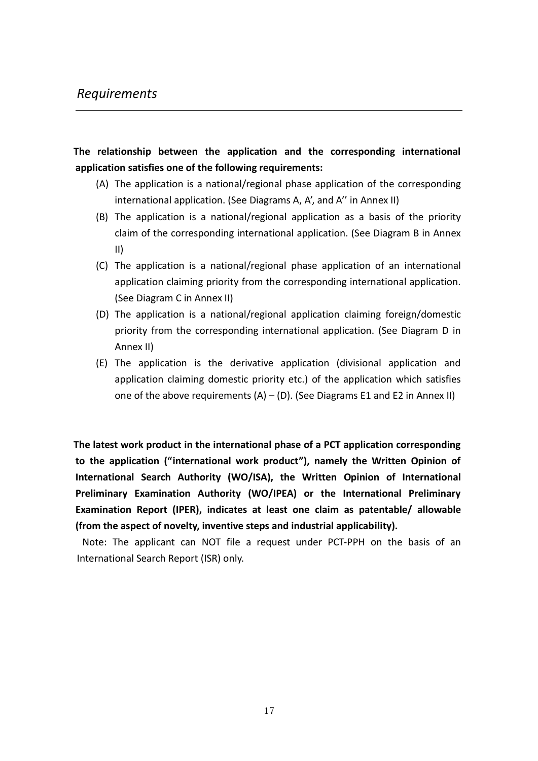## *Requirements*

**The relationship between the application and the corresponding international application satisfies one of the following requirements:**

(A) The application is a national/regional phase application of the corresponding international application. (See Diagrams A, A', and A'' in Annex II)

(B) The application is a national/regional application as a basis of the priority claim of the corresponding international application. (See Diagram B in Annex II)

(C) The application is a national/regional phase application of an international application claiming priority from the corresponding international application. (See Diagram C in Annex II)

(D) The application is a national/regional application claiming foreign/domestic priority from the corresponding international application. (See Diagram D in Annex II)

(E) The application is the derivative application (divisional application and application claiming domestic priority etc.) of the application which satisfies one of the above requirements (A) – (D). (See Diagrams E1 and E2 in Annex II)

**The latest work product in the international phase of a PCT application corresponding to the application ("international work product"), namely the Written Opinion of International Search Authority (WO/ISA), the Written Opinion of International Preliminary Examination Authority (WO/IPEA) or the International Preliminary Examination Report (IPER), indicates at least one claim as patentable/ allowable (from the aspect of novelty, inventive steps and industrial applicability).**

Note: The applicant can NOT file a request under PCT-PPH on the basis of an International Search Report (ISR) only.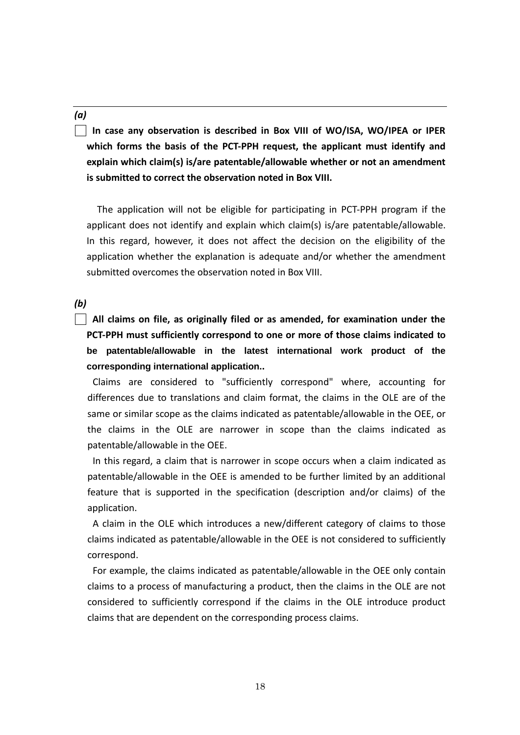*(a)*

☐ **In case any observation is described in Box VIII of WO/ISA, WO/IPEA or IPER which forms the basis of the PCT-PPH request, the applicant must identify and explain which claim(s) is/are patentable/allowable whether or not an amendment is submitted to correct the observation noted in Box VIII.**

The application will not be eligible for participating in PCT-PPH program if the applicant does not identify and explain which claim(s) is/are patentable/allowable. In this regard, however, it does not affect the decision on the eligibility of the application whether the explanation is adequate and/or whether the amendment submitted overcomes the observation noted in Box VIII.

*(b)*

☐ **All claims on file, as originally filed or as amended, for examination under the PCT-PPH must sufficiently correspond to one or more of those claims indicated to be patentable/allowable in the latest international work product of the corresponding international application..**

Claims are considered to "sufficiently correspond" where, accounting for differences due to translations and claim format, the claims in the OLE are of the same or similar scope as the claims indicated as patentable/allowable in the OEE, or the claims in the OLE are narrower in scope than the claims indicated as patentable/allowable in the OEE.

In this regard, a claim that is narrower in scope occurs when a claim indicated as patentable/allowable in the OEE is amended to be further limited by an additional feature that is supported in the specification (description and/or claims) of the application.

A claim in the OLE which introduces a new/different category of claims to those claims indicated as patentable/allowable in the OEE is not considered to sufficiently correspond.

For example, the claims indicated as patentable/allowable in the OEE only contain claims to a process of manufacturing a product, then the claims in the OLE are not considered to sufficiently correspond if the claims in the OLE introduce product claims that are dependent on the corresponding process claims.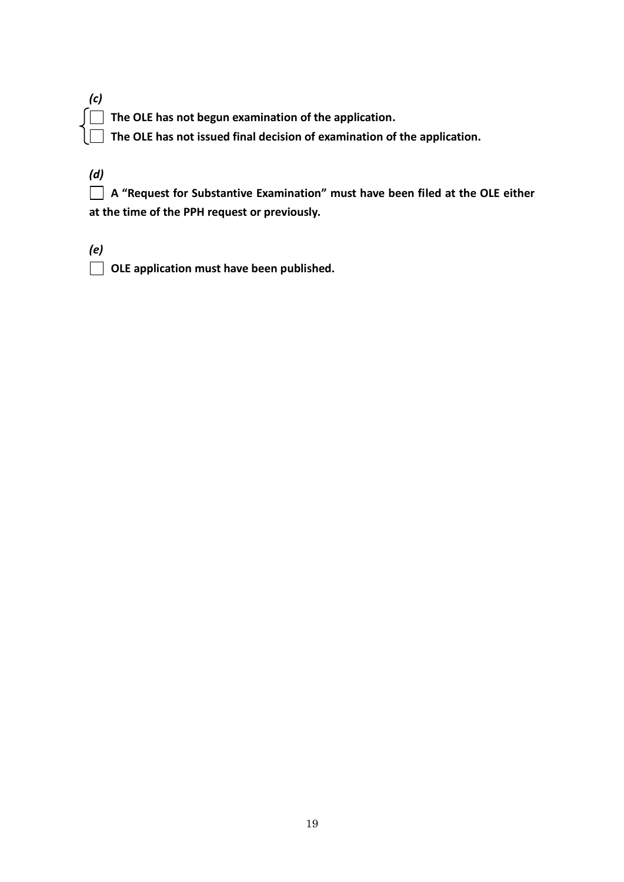*(c)*

- ☐ **The OLE has not begun examination of the application.**
- ☐ **The OLE has not issued final decision of examination of the application.**

*(d)*

☐ **A "Request for Substantive Examination" must have been filed at the OLE either at the time of the PPH request or previously.**

*(e)*

☐ **OLE application must have been published.**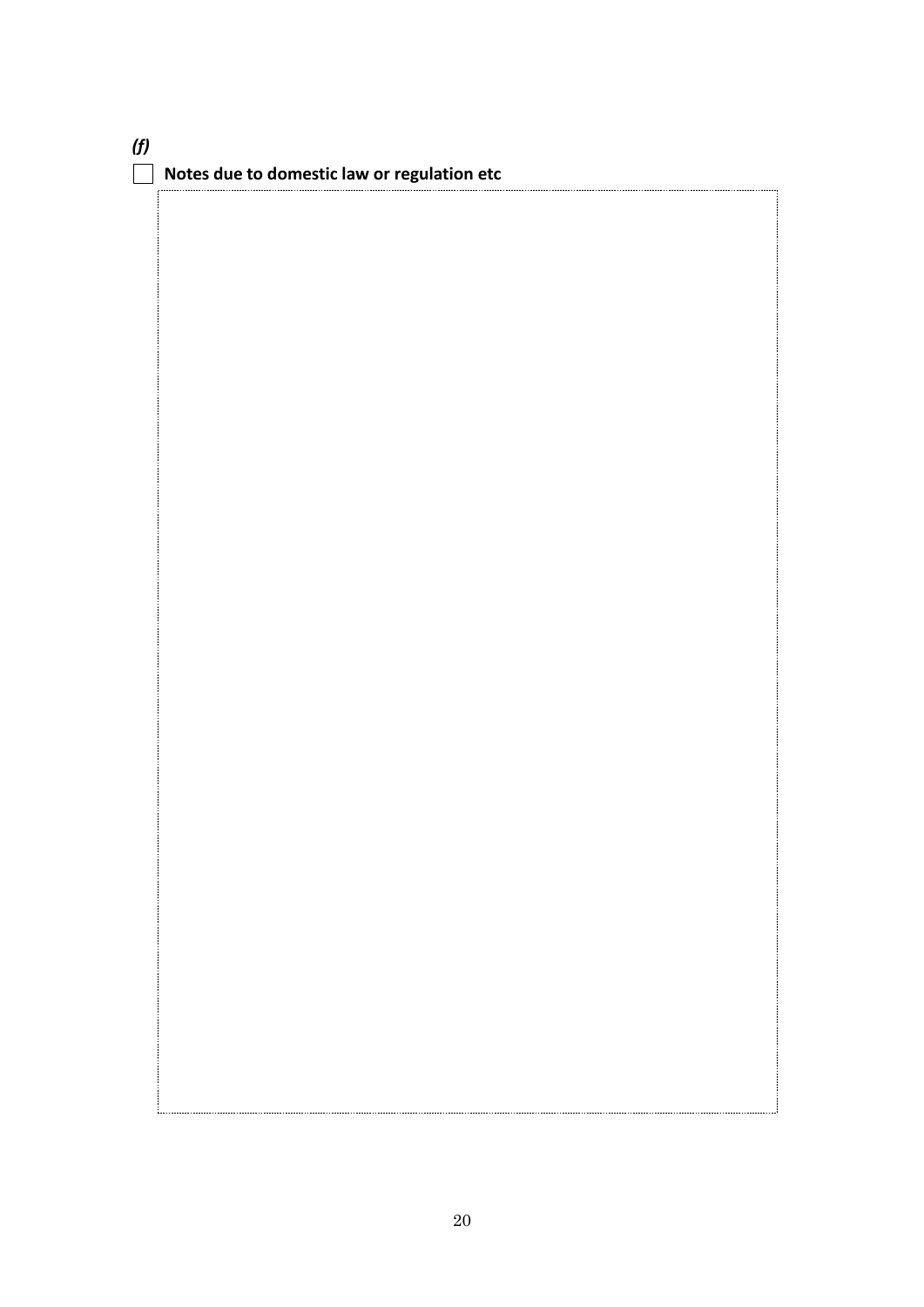***(f)***

☐ **Notes due to domestic law or regulation etc**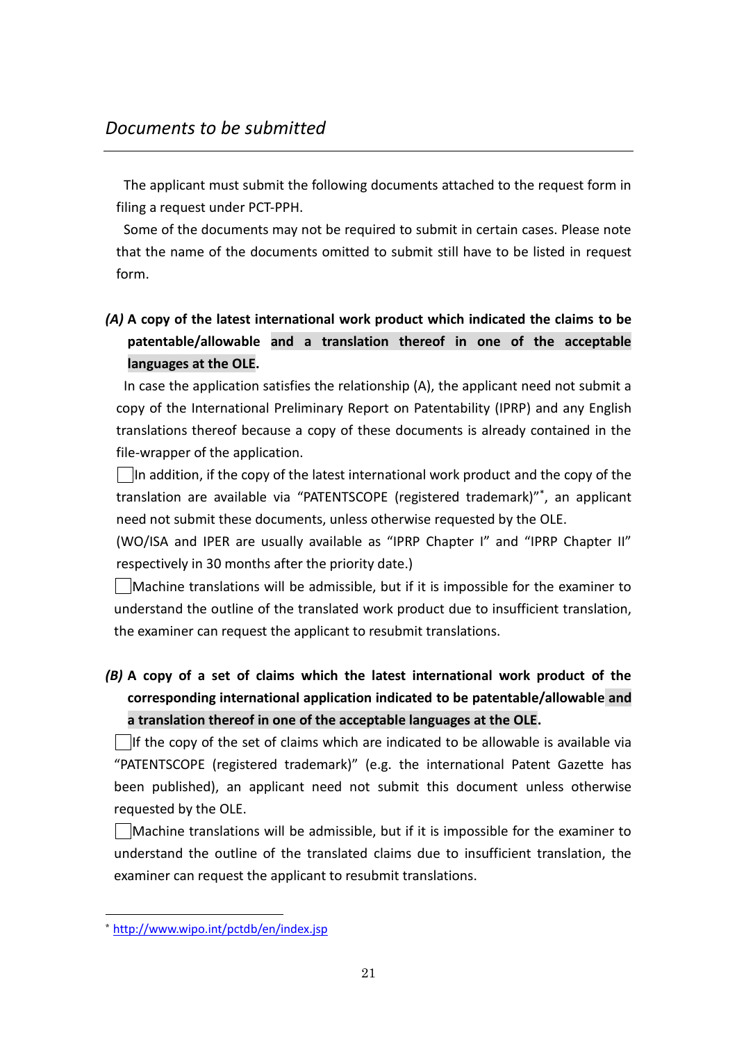## *Documents to be submitted*

The applicant must submit the following documents attached to the request form in filing a request under PCT-PPH.

Some of the documents may not be required to submit in certain cases. Please note that the name of the documents omitted to submit still have to be listed in request form.

***(A)* A copy of the latest international work product which indicated the claims to be patentable/allowable and a translation thereof in one of the acceptable languages at the OLE.**

In case the application satisfies the relationship (A), the applicant need not submit a copy of the International Preliminary Report on Patentability (IPRP) and any English translations thereof because a copy of these documents is already contained in the file-wrapper of the application.

☐ In addition, if the copy of the latest international work product and the copy of the translation are available via "PATENTSCOPE (registered trademark)"*, an applicant need not submit these documents, unless otherwise requested by the OLE.

(WO/ISA and IPER are usually available as "IPRP Chapter I" and "IPRP Chapter II" respectively in 30 months after the priority date.)

☐ Machine translations will be admissible, but if it is impossible for the examiner to understand the outline of the translated work product due to insufficient translation, the examiner can request the applicant to resubmit translations.

***(B)* A copy of a set of claims which the latest international work product of the corresponding international application indicated to be patentable/allowable and a translation thereof in one of the acceptable languages at the OLE.**

☐ If the copy of the set of claims which are indicated to be allowable is available via "PATENTSCOPE (registered trademark)" (e.g. the international Patent Gazette has been published), an applicant need not submit this document unless otherwise requested by the OLE.

☐ Machine translations will be admissible, but if it is impossible for the examiner to understand the outline of the translated claims due to insufficient translation, the examiner can request the applicant to resubmit translations.

---

* http://www.wipo.int/pctdb/en/index.jsp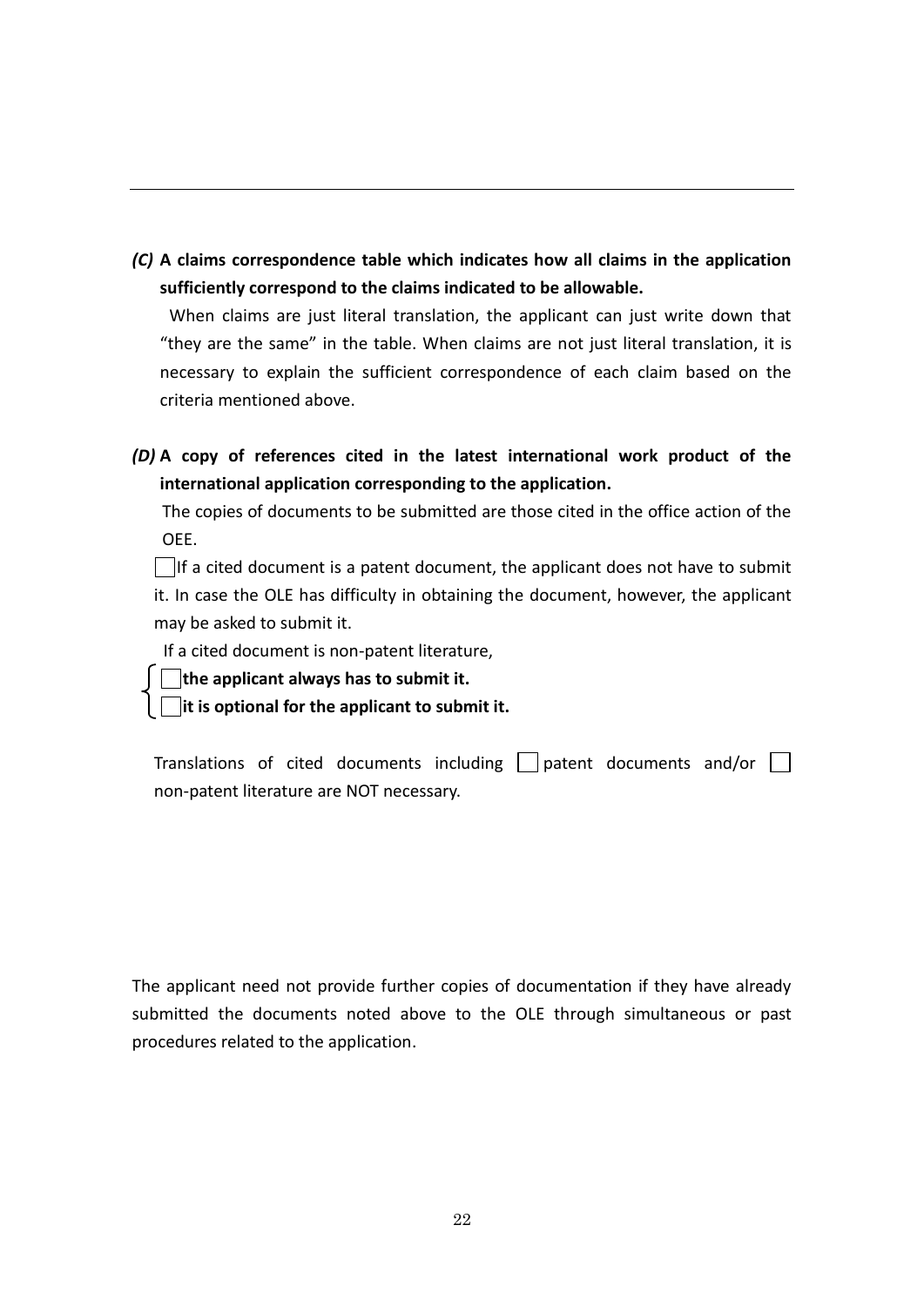***(C)*** **A claims correspondence table which indicates how all claims in the application sufficiently correspond to the claims indicated to be allowable.**

When claims are just literal translation, the applicant can just write down that "they are the same" in the table. When claims are not just literal translation, it is necessary to explain the sufficient correspondence of each claim based on the criteria mentioned above.

***(D)*** **A copy of references cited in the latest international work product of the international application corresponding to the application.**

The copies of documents to be submitted are those cited in the office action of the OEE.

☐ If a cited document is a patent document, the applicant does not have to submit it. In case the OLE has difficulty in obtaining the document, however, the applicant may be asked to submit it.

If a cited document is non-patent literature,

- ☐ **the applicant always has to submit it.**
- ☐ **it is optional for the applicant to submit it.**

Translations of cited documents including ☐ patent documents and/or ☐ non-patent literature are NOT necessary.

The applicant need not provide further copies of documentation if they have already submitted the documents noted above to the OLE through simultaneous or past procedures related to the application.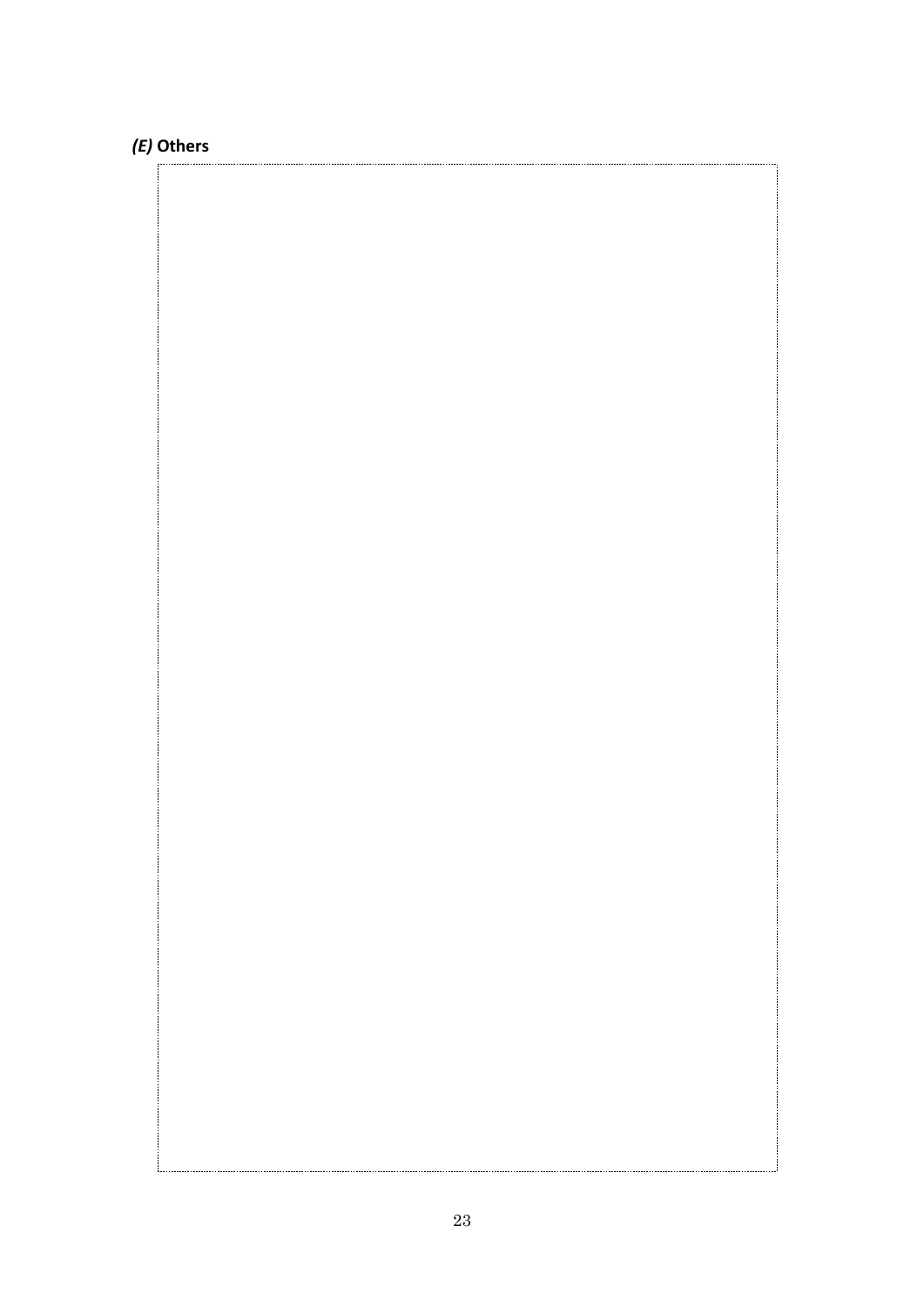### *(E)* **Others**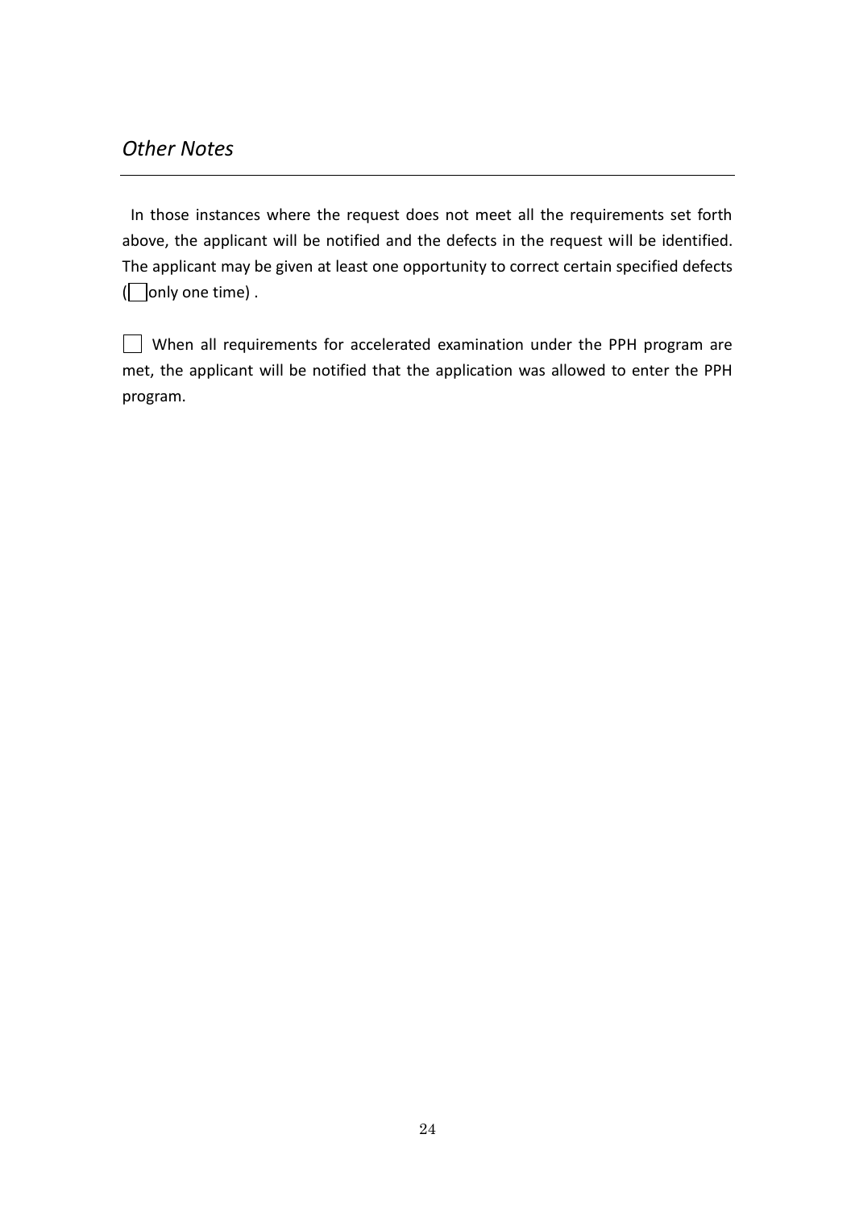## *Other Notes*

In those instances where the request does not meet all the requirements set forth above, the applicant will be notified and the defects in the request will be identified. The applicant may be given at least one opportunity to correct certain specified defects (☐ only one time) .

☐ When all requirements for accelerated examination under the PPH program are met, the applicant will be notified that the application was allowed to enter the PPH program.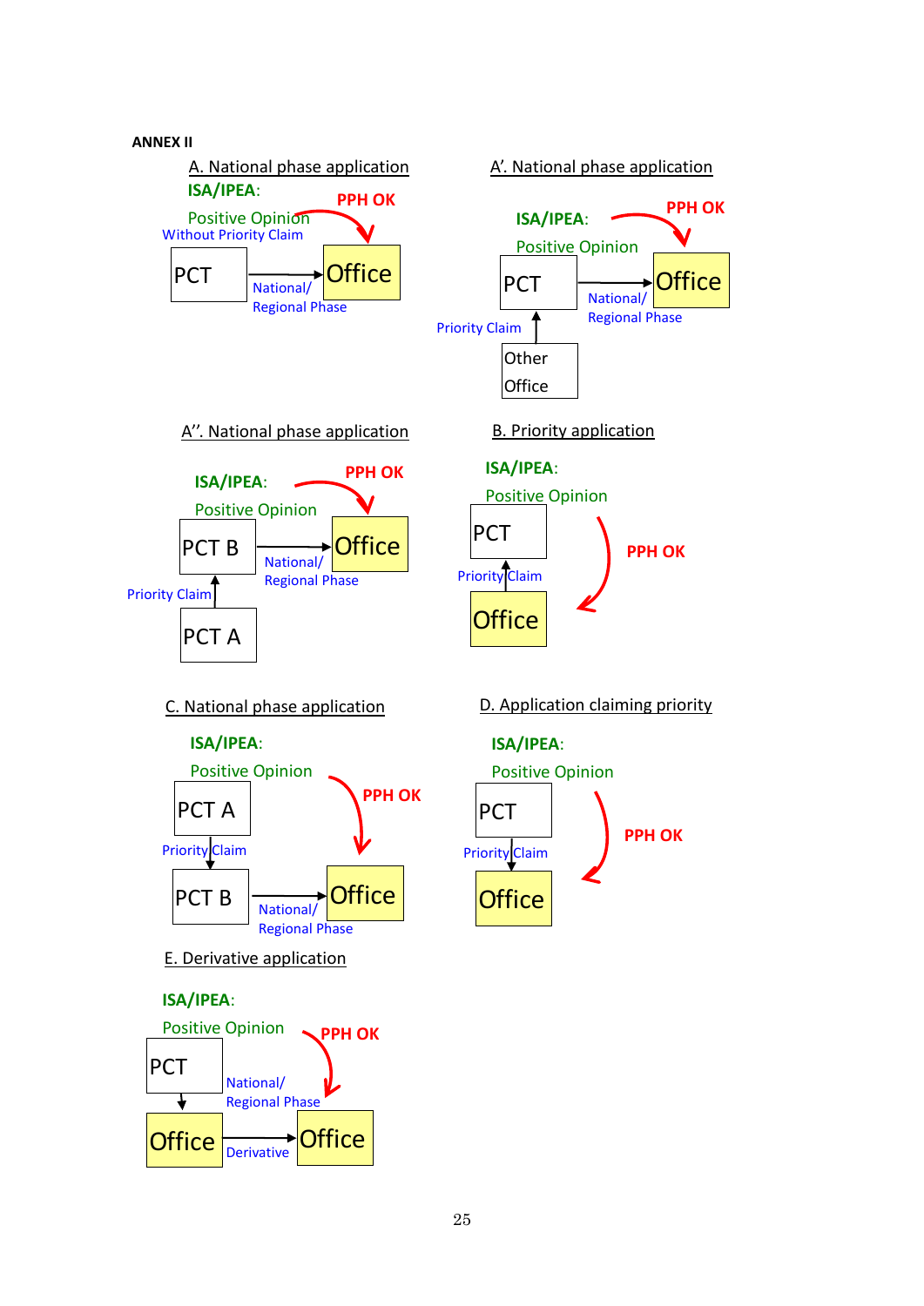ANNEX II

A. National phase application

ISA/IPEA:
Positive Opinion
Without Priority Claim

PPH OK

PCT
National/
Regional Phase
Office

A'. National phase application

ISA/IPEA:
Positive Opinion

PPH OK

PCT
National/
Regional Phase
Office

Priority Claim
Other
Office

A''. National phase application

ISA/IPEA:
Positive Opinion

PPH OK

PCT B
National/
Regional Phase
Office

Priority Claim
PCT A

B. Priority application

ISA/IPEA:
Positive Opinion

PCT
Priority Claim
Office

PPH OK

C. National phase application

ISA/IPEA:
Positive Opinion

PCT A

PPH OK

Priority Claim
PCT B
National/
Regional Phase
Office

D. Application claiming priority

ISA/IPEA:
Positive Opinion

PCT
Priority Claim
Office

PPH OK

E. Derivative application

ISA/IPEA:
Positive Opinion

PPH OK

PCT
National/
Regional Phase
Office
Derivative
Office